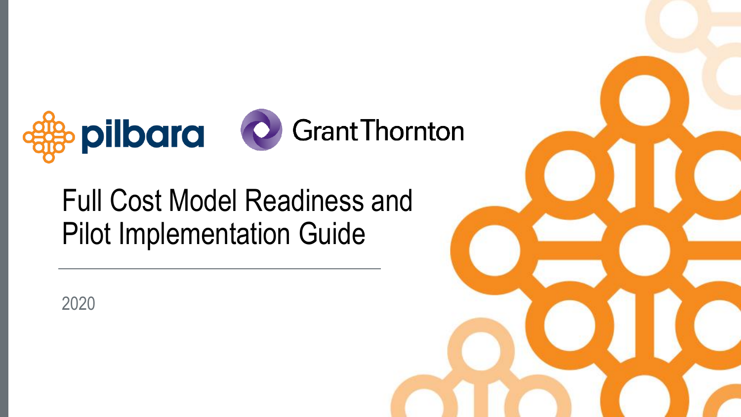pilbara Grant Thornton

# Full Cost Model Readiness and Pilot Implementation Guide

2020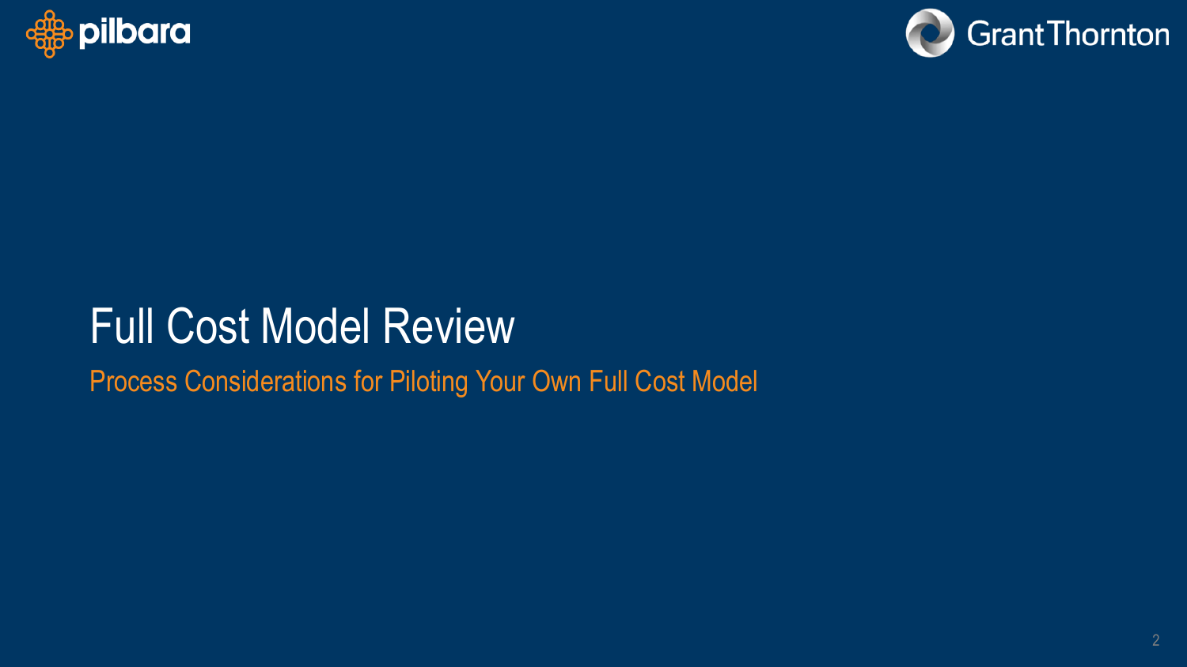pilbara

Grant Thornton

# Full Cost Model Review

## Process Considerations for Piloting Your Own Full Cost Model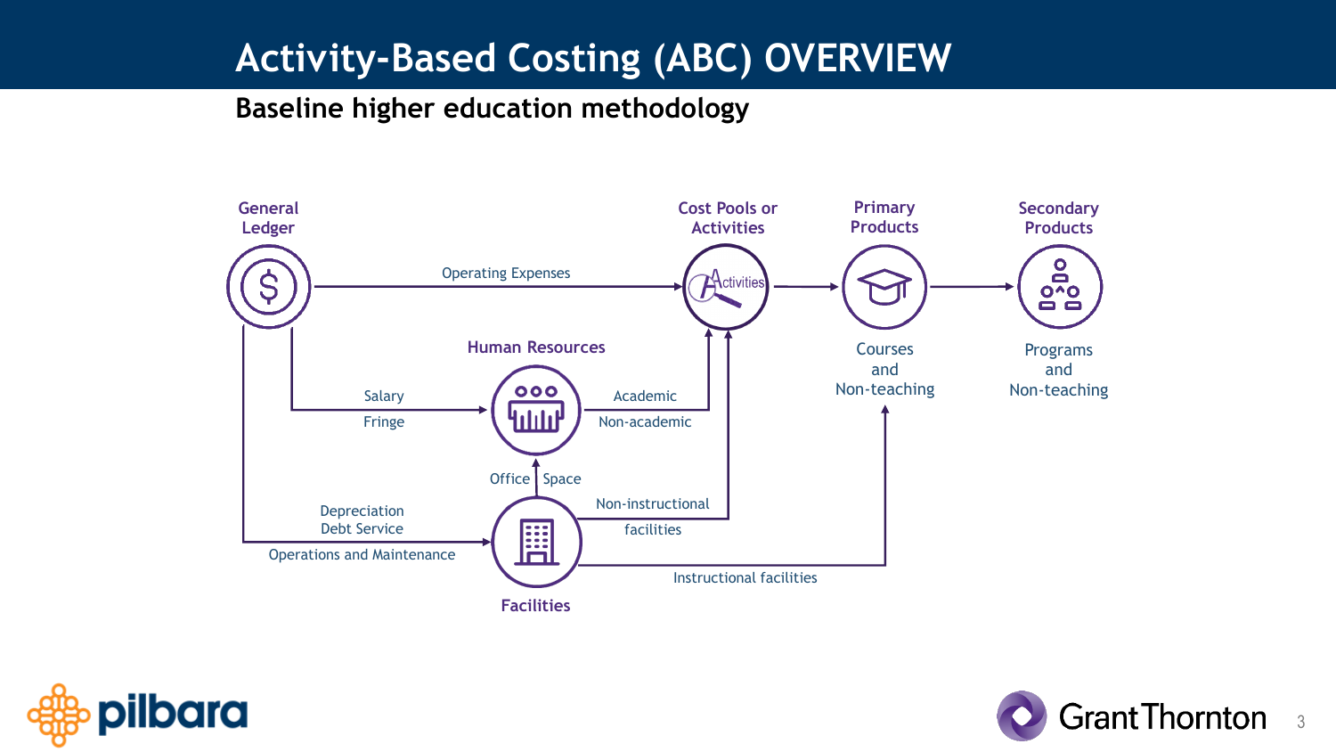# Activity-Based Costing (ABC) OVERVIEW

## Baseline higher education methodology

General Ledger

Operating Expenses

Cost Pools or Activities

Primary Products

Secondary Products

Human Resources

Salary

Fringe

Academic

Non-academic

Courses and Non-teaching

Programs and Non-teaching

Office Space

Depreciation

Debt Service

Operations and Maintenance

Non-instructional facilities

Instructional facilities

Facilities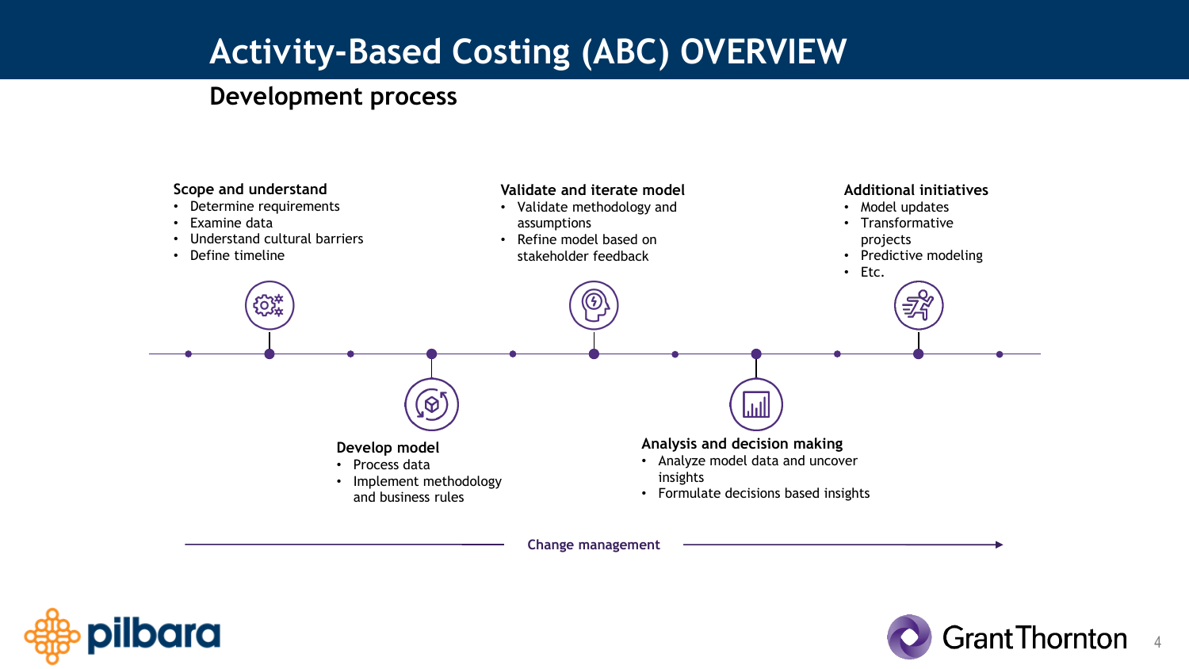# Activity-Based Costing (ABC) OVERVIEW

## Development process

**Scope and understand**
- Determine requirements
- Examine data
- Understand cultural barriers
- Define timeline

**Develop model**
- Process data
- Implement methodology and business rules

**Validate and iterate model**
- Validate methodology and assumptions
- Refine model based on stakeholder feedback

**Analysis and decision making**
- Analyze model data and uncover insights
- Formulate decisions based insights

**Additional initiatives**
- Model updates
- Transformative projects
- Predictive modeling
- Etc.

Change management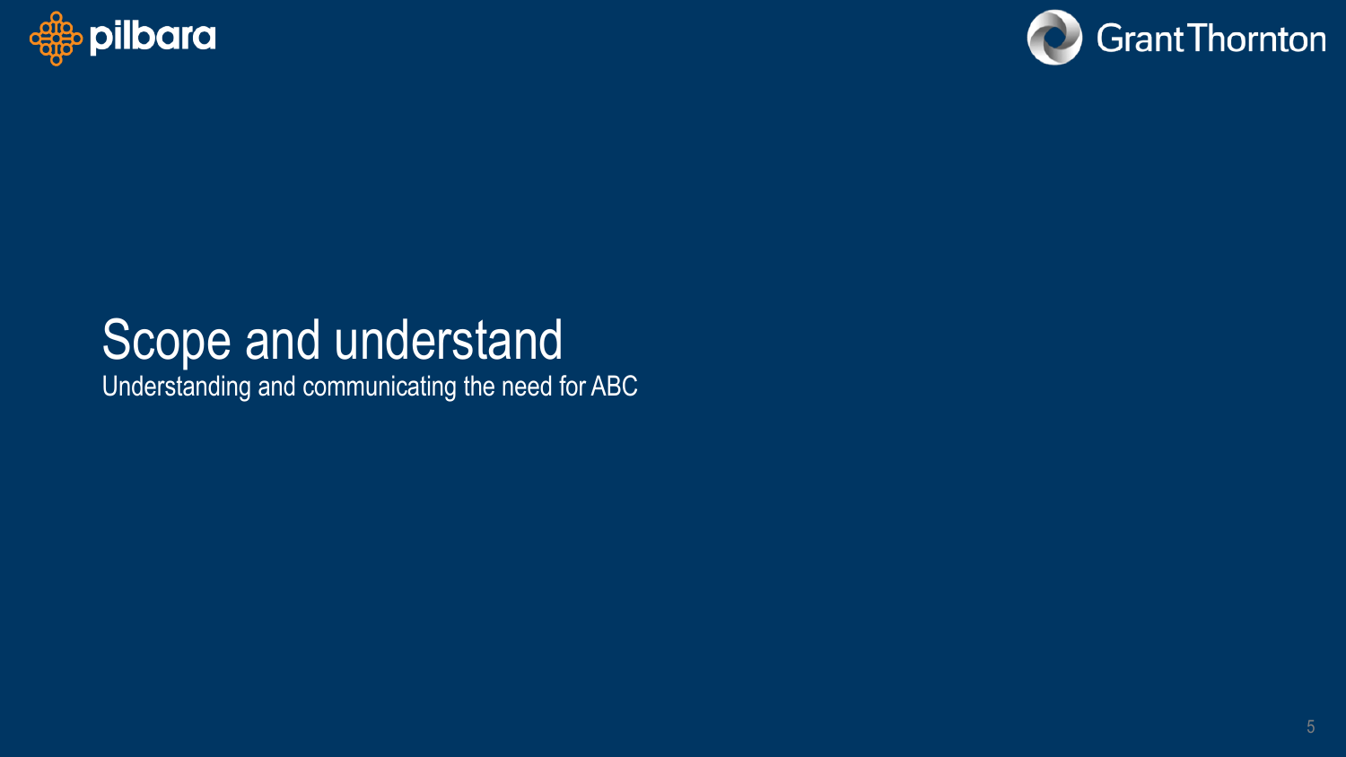# Scope and understand

Understanding and communicating the need for ABC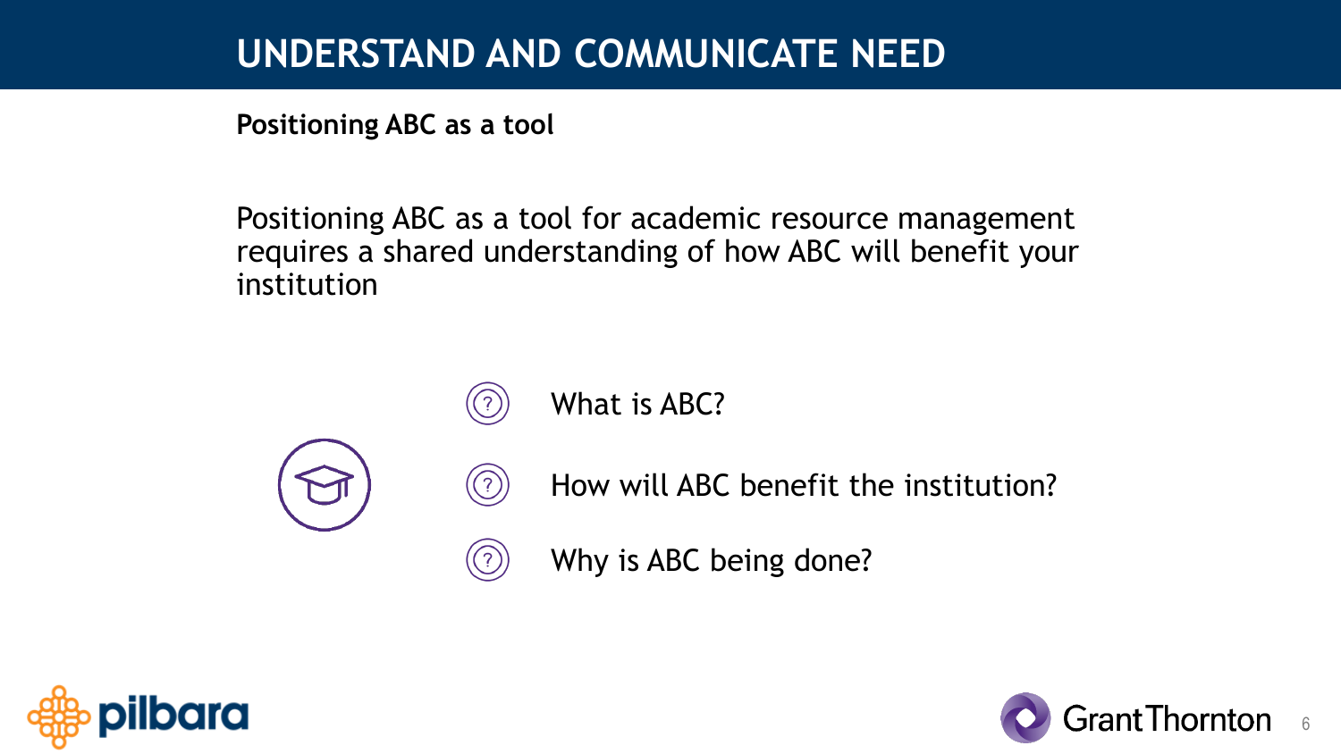# UNDERSTAND AND COMMUNICATE NEED

**Positioning ABC as a tool**

Positioning ABC as a tool for academic resource management requires a shared understanding of how ABC will benefit your institution

- What is ABC?
- How will ABC benefit the institution?
- Why is ABC being done?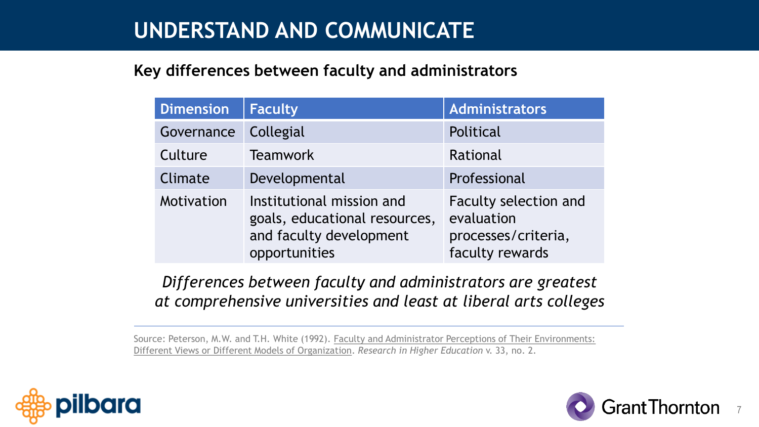# UNDERSTAND AND COMMUNICATE

**Key differences between faculty and administrators**

| Dimension | Faculty | Administrators |
|---|---|---|
| Governance | Collegial | Political |
| Culture | Teamwork | Rational |
| Climate | Developmental | Professional |
| Motivation | Institutional mission and goals, educational resources, and faculty development opportunities | Faculty selection and evaluation processes/criteria, faculty rewards |

*Differences between faculty and administrators are greatest at comprehensive universities and least at liberal arts colleges*

Source: Peterson, M.W. and T.H. White (1992). Faculty and Administrator Perceptions of Their Environments: Different Views or Different Models of Organization. *Research in Higher Education* v. 33, no. 2.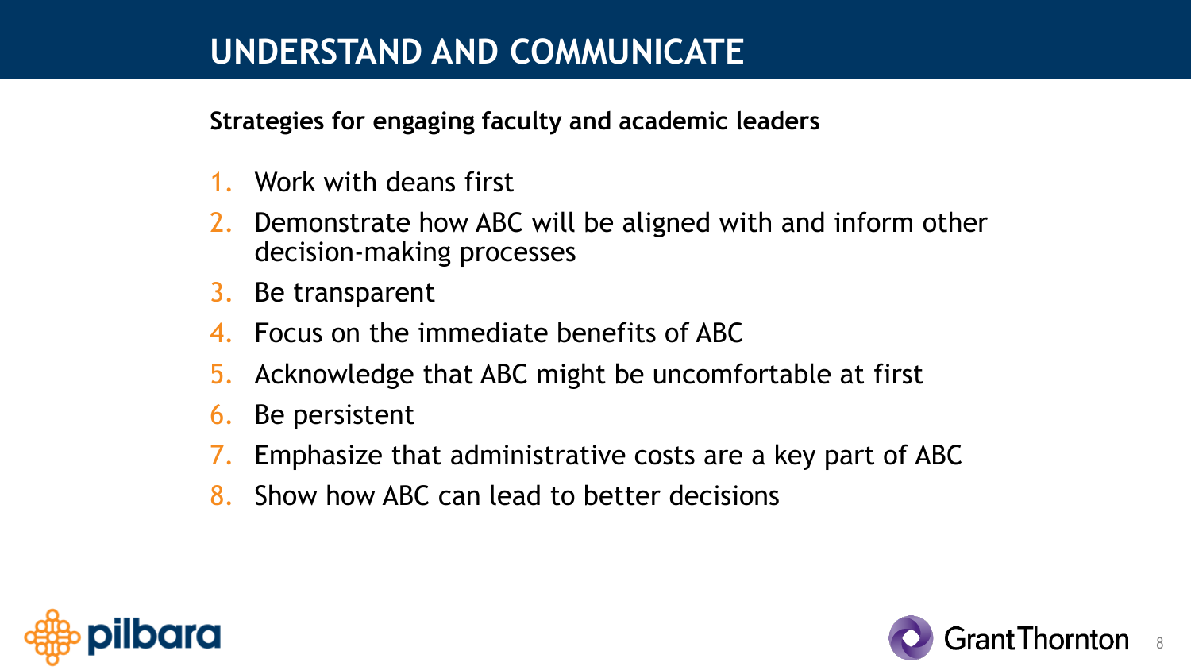# UNDERSTAND AND COMMUNICATE

**Strategies for engaging faculty and academic leaders**

1. Work with deans first
2. Demonstrate how ABC will be aligned with and inform other decision-making processes
3. Be transparent
4. Focus on the immediate benefits of ABC
5. Acknowledge that ABC might be uncomfortable at first
6. Be persistent
7. Emphasize that administrative costs are a key part of ABC
8. Show how ABC can lead to better decisions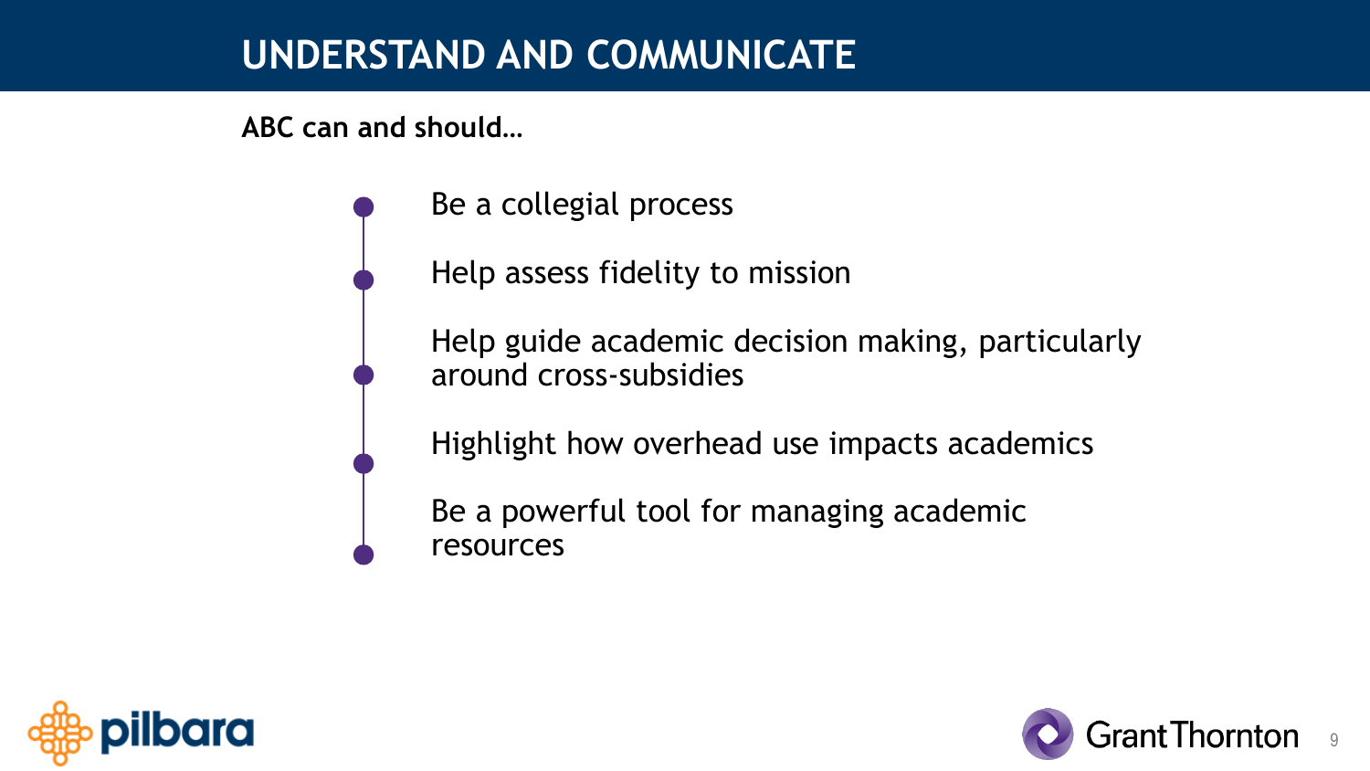# UNDERSTAND AND COMMUNICATE

**ABC can and should…**

- Be a collegial process
- Help assess fidelity to mission
- Help guide academic decision making, particularly around cross-subsidies
- Highlight how overhead use impacts academics
- Be a powerful tool for managing academic resources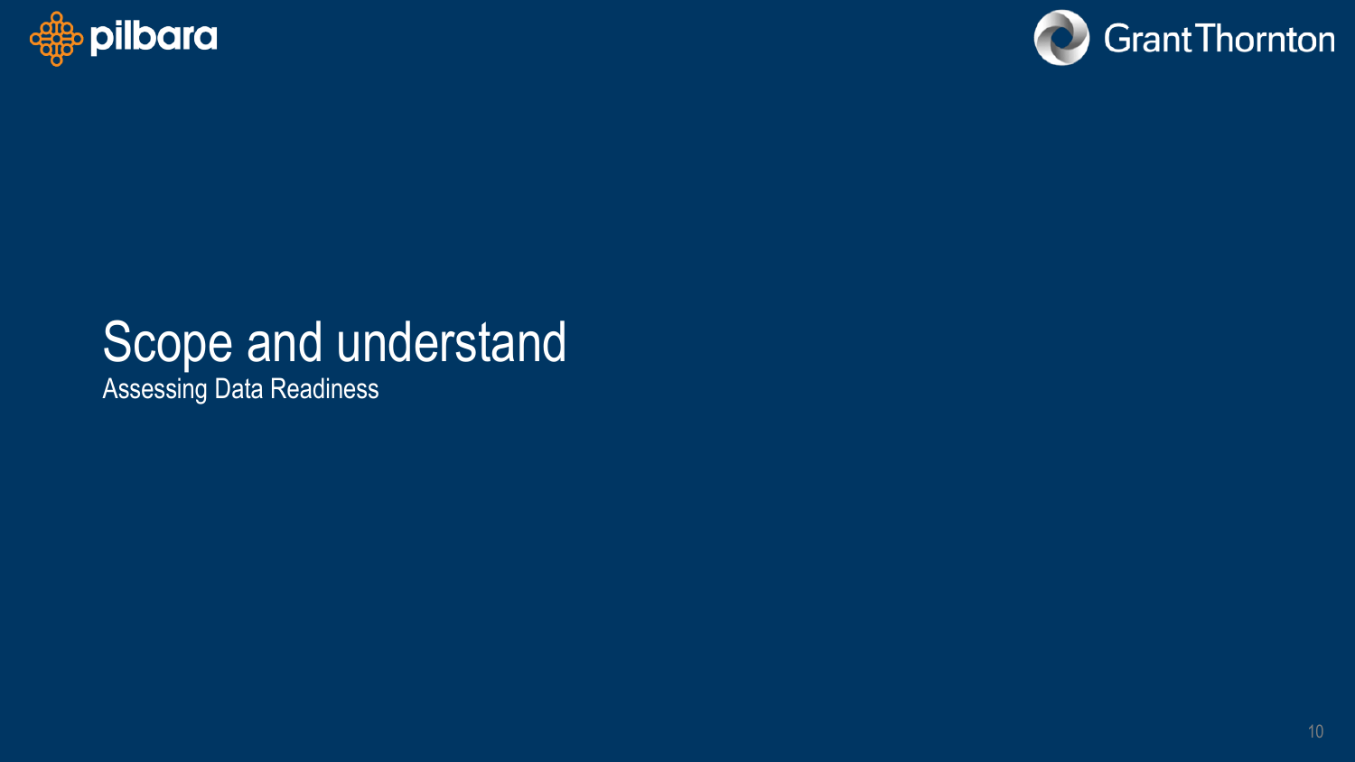# Scope and understand

Assessing Data Readiness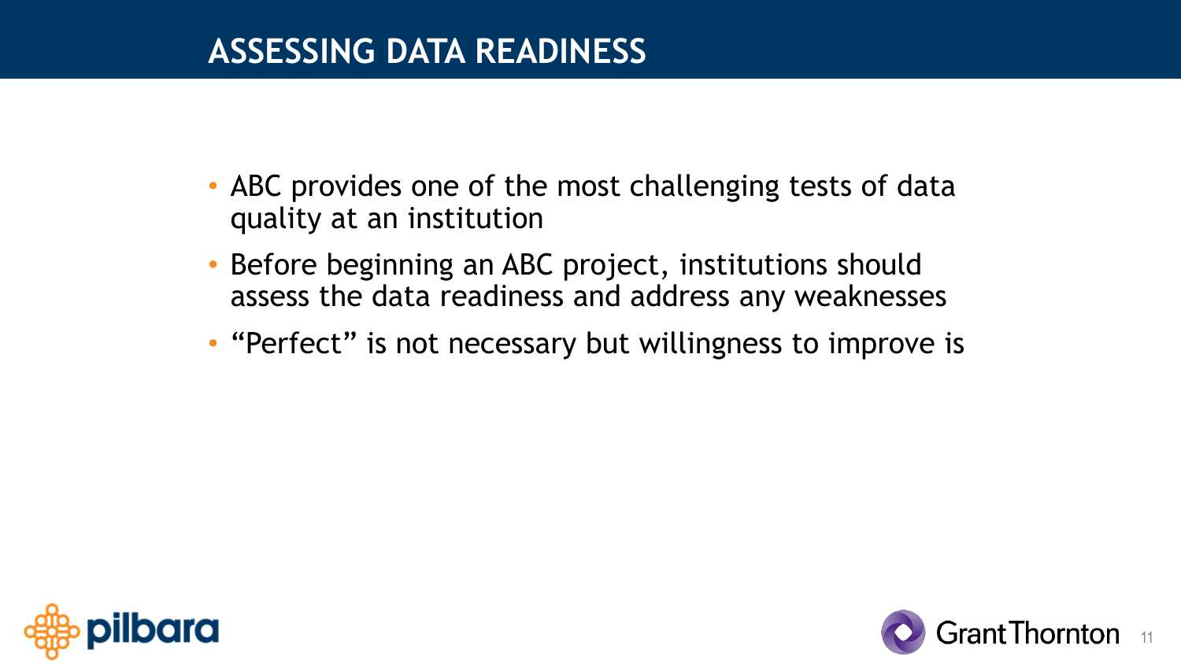# ASSESSING DATA READINESS

- ABC provides one of the most challenging tests of data quality at an institution
- Before beginning an ABC project, institutions should assess the data readiness and address any weaknesses
- “Perfect” is not necessary but willingness to improve is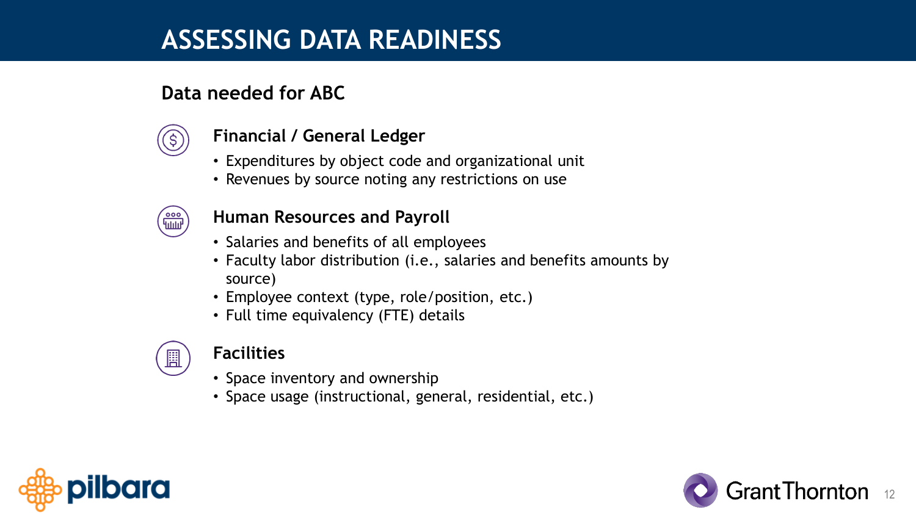# ASSESSING DATA READINESS

## Data needed for ABC

### Financial / General Ledger

- Expenditures by object code and organizational unit
- Revenues by source noting any restrictions on use

### Human Resources and Payroll

- Salaries and benefits of all employees
- Faculty labor distribution (i.e., salaries and benefits amounts by source)
- Employee context (type, role/position, etc.)
- Full time equivalency (FTE) details

### Facilities

- Space inventory and ownership
- Space usage (instructional, general, residential, etc.)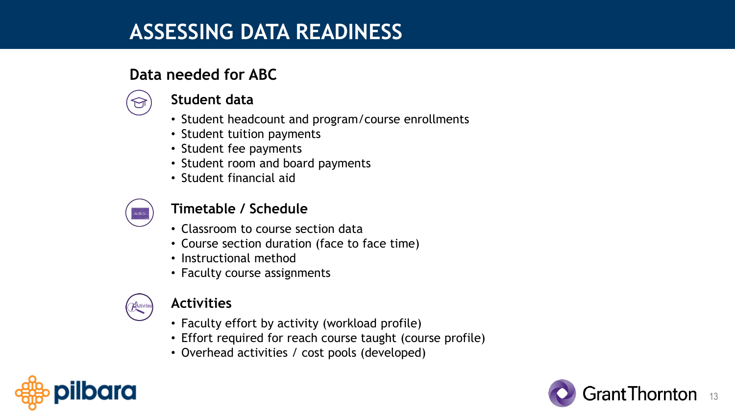# ASSESSING DATA READINESS

## Data needed for ABC

### Student data

- Student headcount and program/course enrollments
- Student tuition payments
- Student fee payments
- Student room and board payments
- Student financial aid

### Timetable / Schedule

- Classroom to course section data
- Course section duration (face to face time)
- Instructional method
- Faculty course assignments

### Activities

- Faculty effort by activity (workload profile)
- Effort required for reach course taught (course profile)
- Overhead activities / cost pools (developed)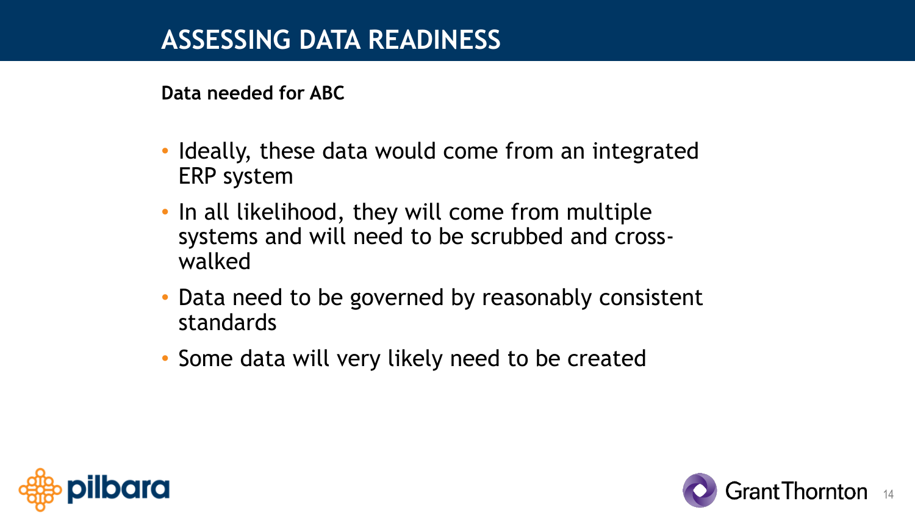# ASSESSING DATA READINESS

**Data needed for ABC**

- Ideally, these data would come from an integrated ERP system
- In all likelihood, they will come from multiple systems and will need to be scrubbed and cross-walked
- Data need to be governed by reasonably consistent standards
- Some data will very likely need to be created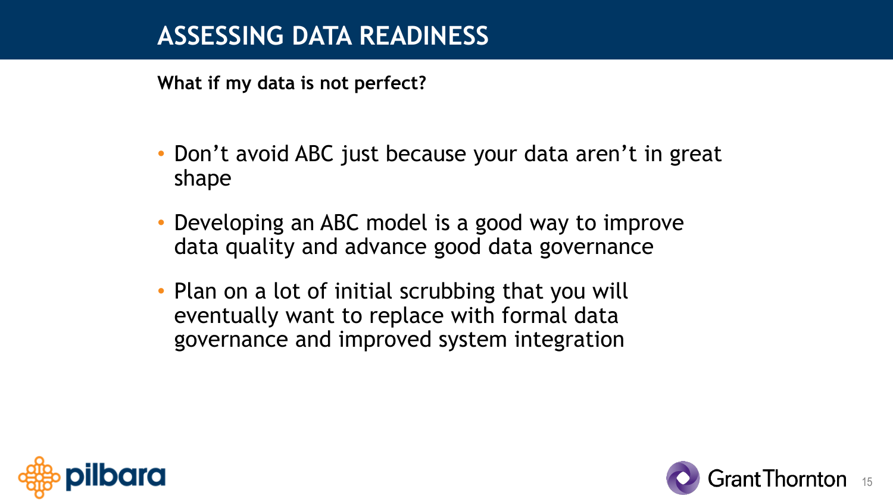# ASSESSING DATA READINESS

**What if my data is not perfect?**

- Don't avoid ABC just because your data aren't in great shape
- Developing an ABC model is a good way to improve data quality and advance good data governance
- Plan on a lot of initial scrubbing that you will eventually want to replace with formal data governance and improved system integration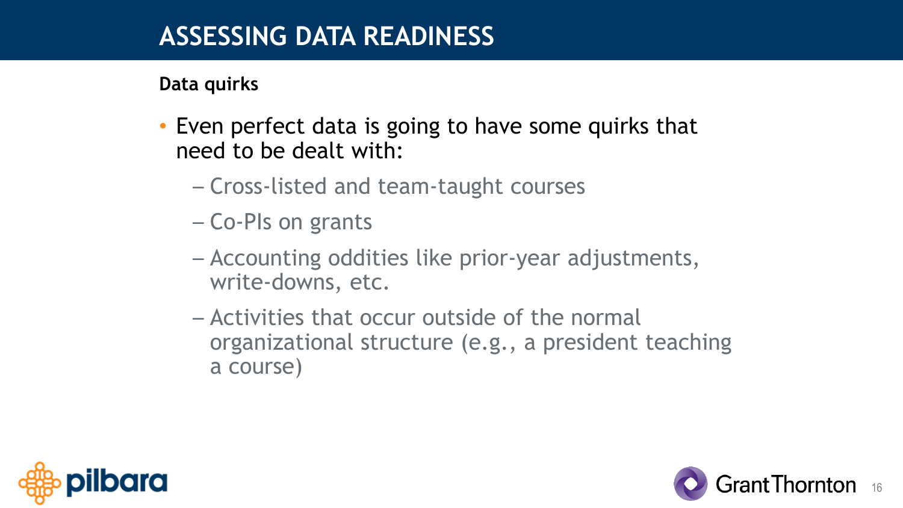# ASSESSING DATA READINESS

**Data quirks**

- Even perfect data is going to have some quirks that need to be dealt with:
  - Cross-listed and team-taught courses
  - Co-PIs on grants
  - Accounting oddities like prior-year adjustments, write-downs, etc.
  - Activities that occur outside of the normal organizational structure (e.g., a president teaching a course)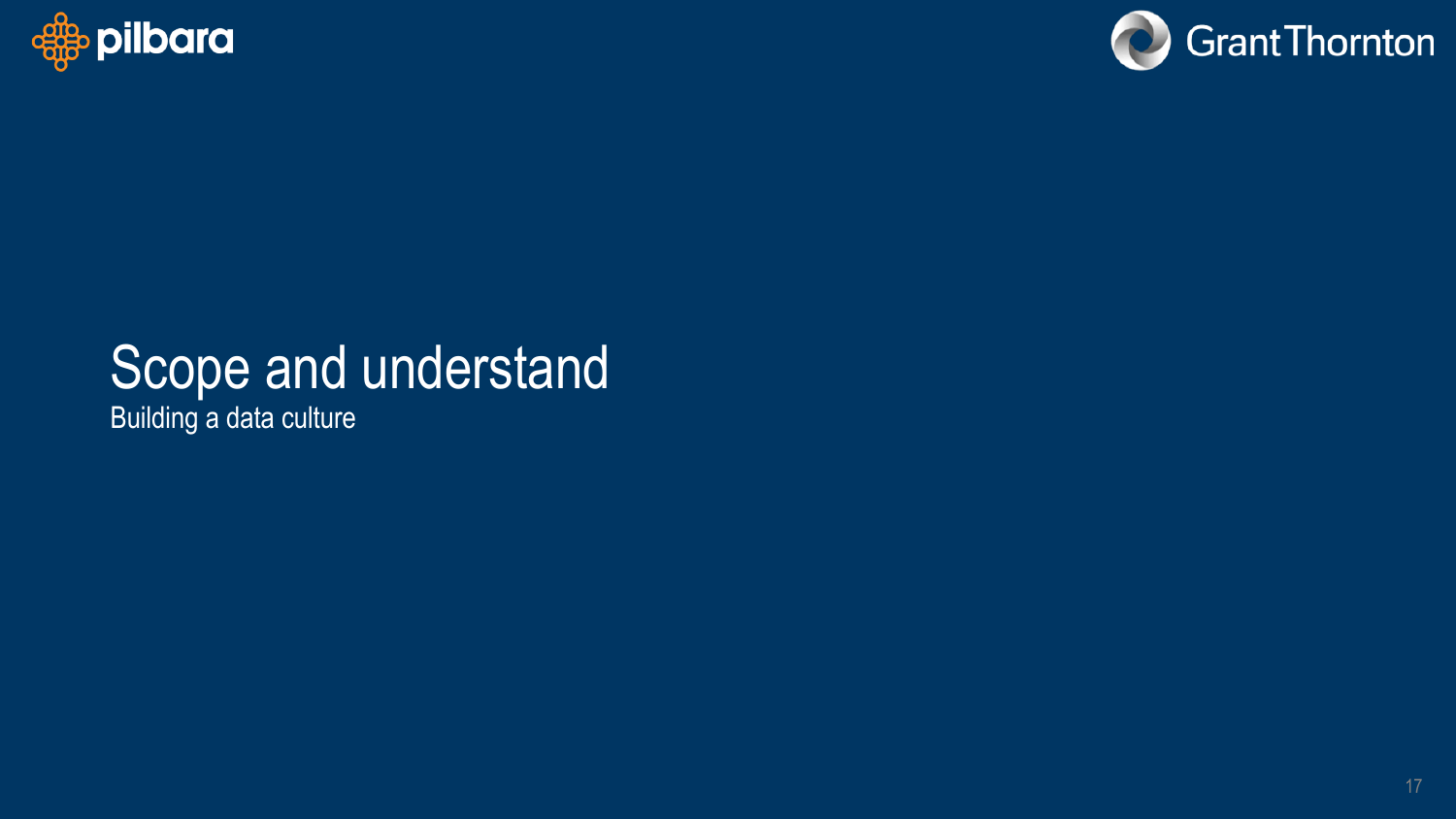# Scope and understand

Building a data culture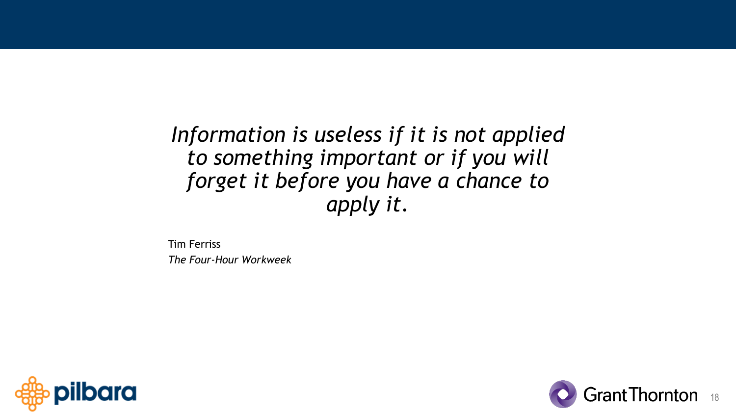*Information is useless if it is not applied to something important or if you will forget it before you have a chance to apply it.*

Tim Ferriss
*The Four-Hour Workweek*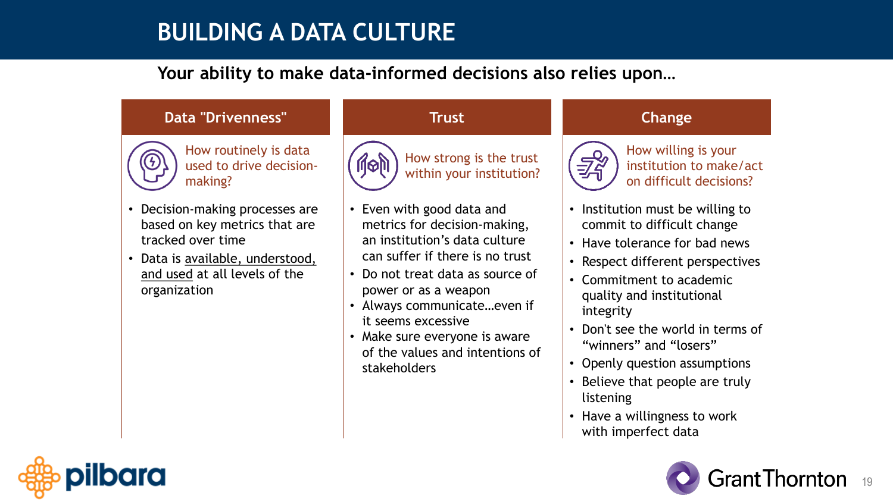# BUILDING A DATA CULTURE

**Your ability to make data-informed decisions also relies upon…**

## Data "Drivenness"

How routinely is data used to drive decision-making?

- Decision-making processes are based on key metrics that are tracked over time
- Data is available, understood, and used at all levels of the organization

## Trust

How strong is the trust within your institution?

- Even with good data and metrics for decision-making, an institution's data culture can suffer if there is no trust
- Do not treat data as source of power or as a weapon
- Always communicate…even if it seems excessive
- Make sure everyone is aware of the values and intentions of stakeholders

## Change

How willing is your institution to make/act on difficult decisions?

- Institution must be willing to commit to difficult change
- Have tolerance for bad news
- Respect different perspectives
- Commitment to academic quality and institutional integrity
- Don't see the world in terms of "winners" and "losers"
- Openly question assumptions
- Believe that people are truly listening
- Have a willingness to work with imperfect data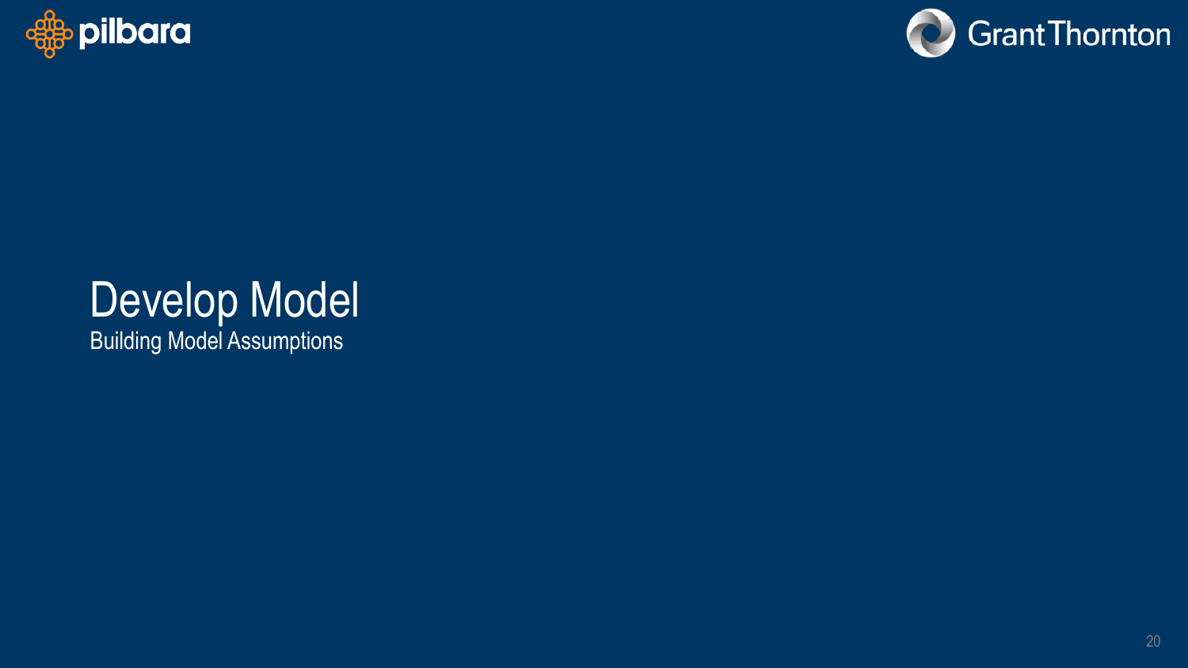# Develop Model

Building Model Assumptions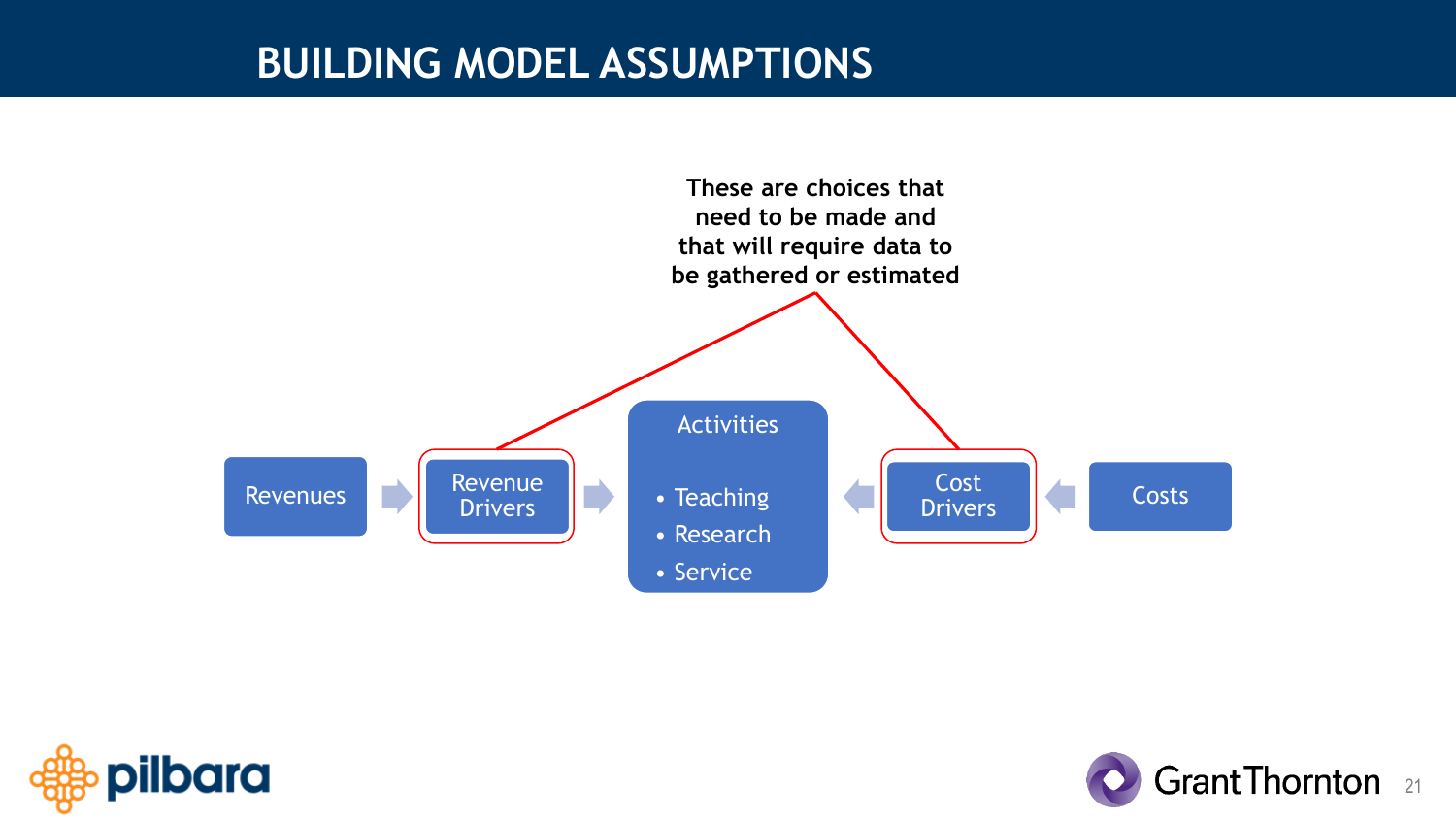# BUILDING MODEL ASSUMPTIONS

**These are choices that need to be made and that will require data to be gathered or estimated**

Revenues → Revenue Drivers → Activities ← Cost Drivers ← Costs

Activities

- Teaching
- Research
- Service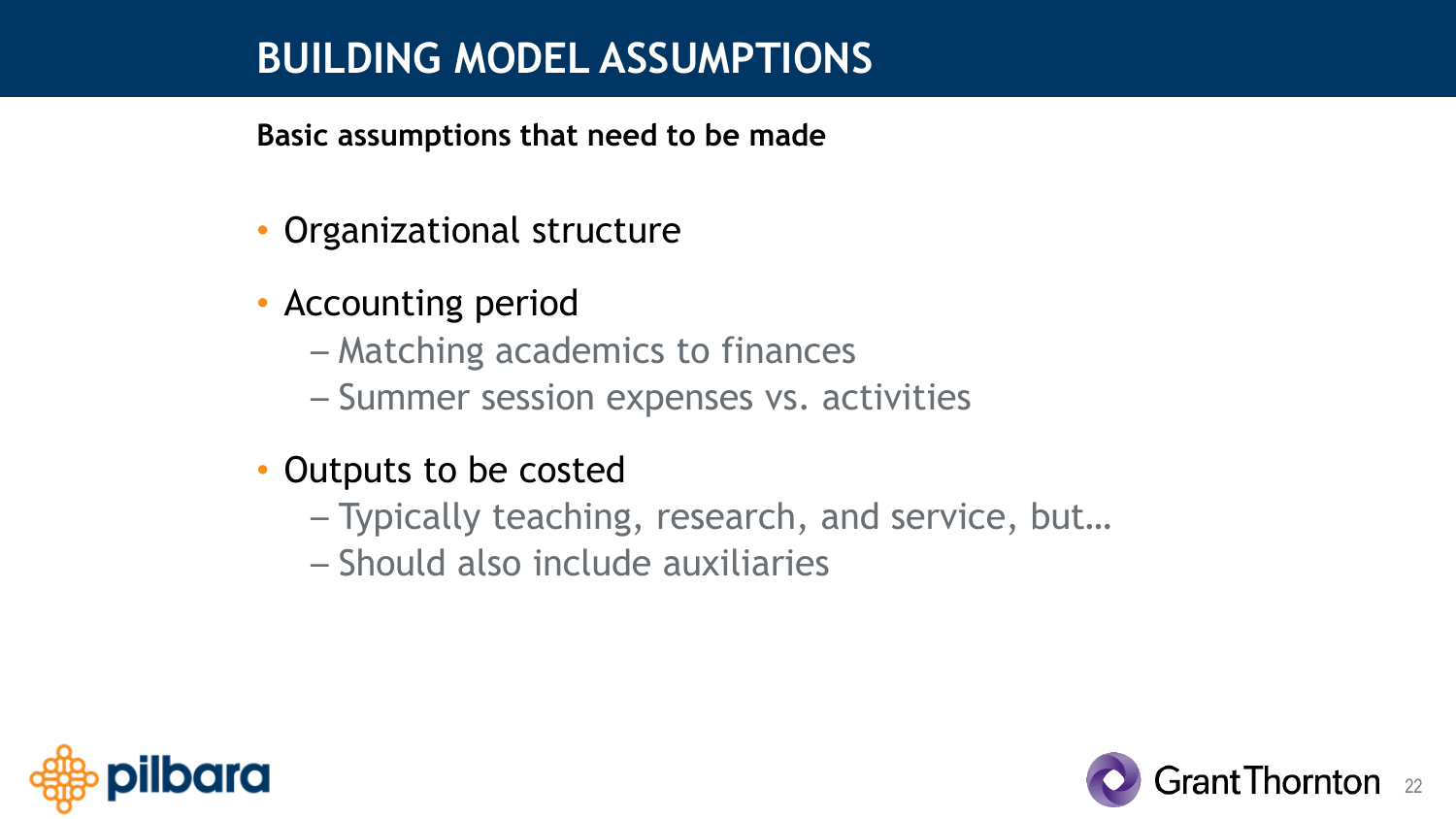# BUILDING MODEL ASSUMPTIONS

**Basic assumptions that need to be made**

- Organizational structure
- Accounting period
  - Matching academics to finances
  - Summer session expenses vs. activities
- Outputs to be costed
  - Typically teaching, research, and service, but…
  - Should also include auxiliaries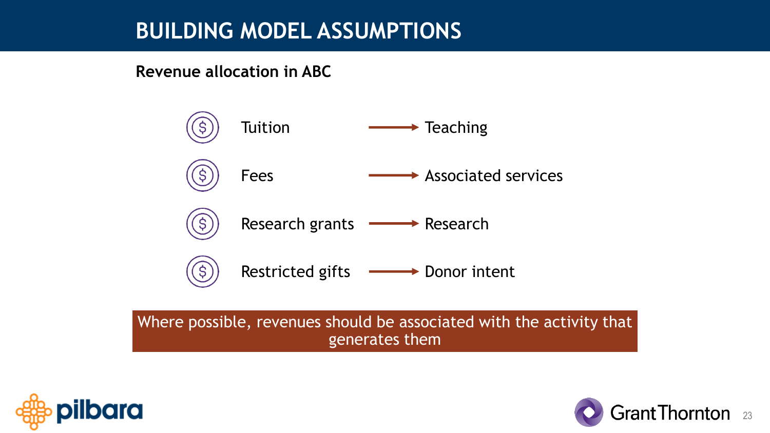# BUILDING MODEL ASSUMPTIONS

**Revenue allocation in ABC**

- Tuition → Teaching
- Fees → Associated services
- Research grants → Research
- Restricted gifts → Donor intent

Where possible, revenues should be associated with the activity that generates them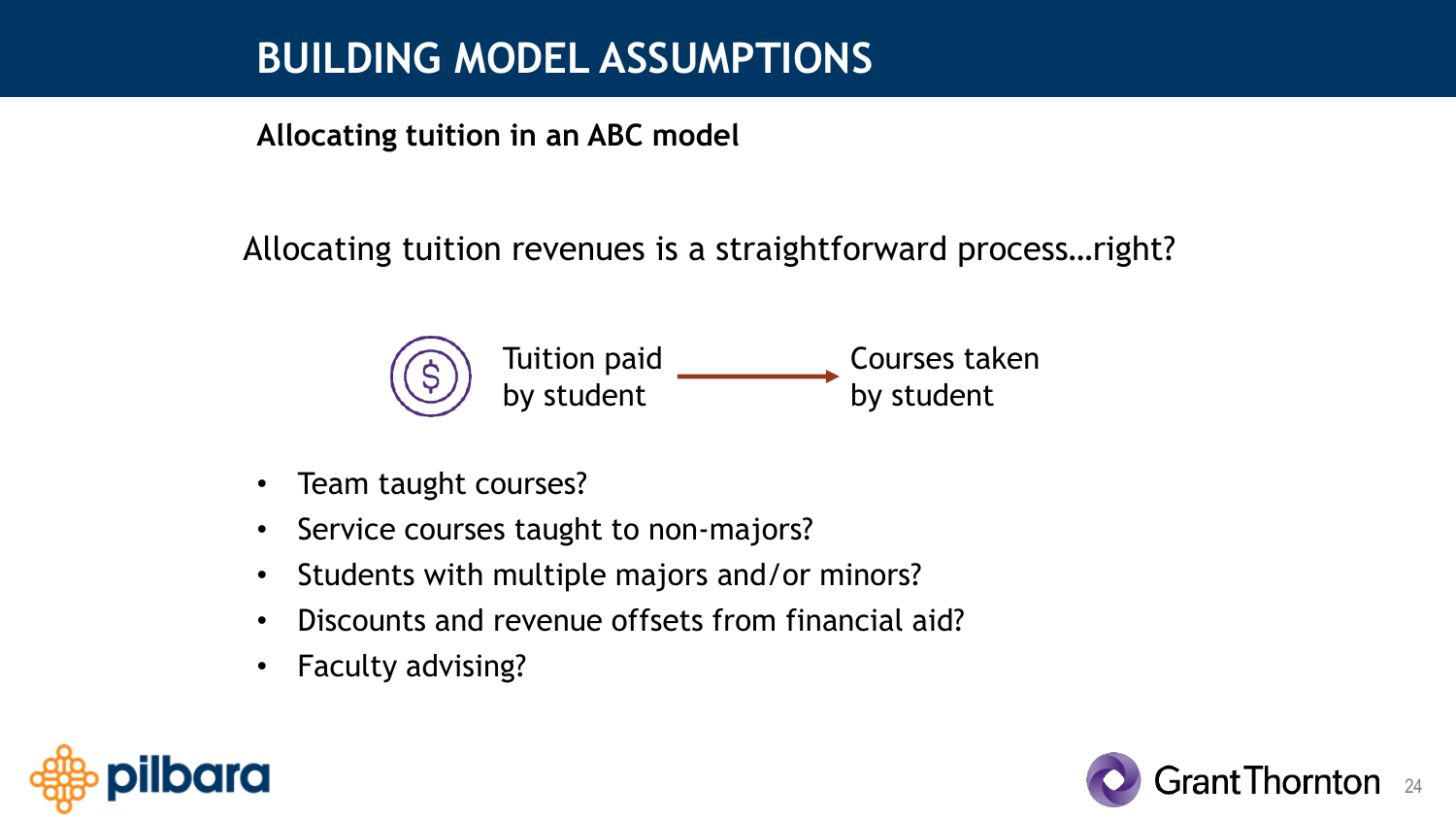# BUILDING MODEL ASSUMPTIONS

**Allocating tuition in an ABC model**

Allocating tuition revenues is a straightforward process…right?

Tuition paid by student → Courses taken by student

- Team taught courses?
- Service courses taught to non-majors?
- Students with multiple majors and/or minors?
- Discounts and revenue offsets from financial aid?
- Faculty advising?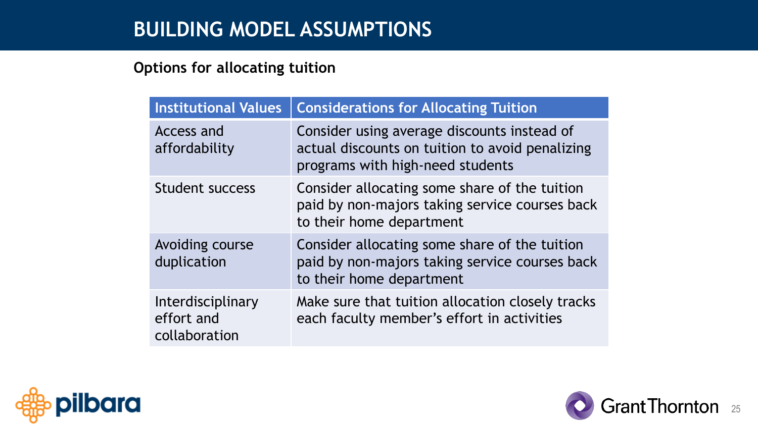# BUILDING MODEL ASSUMPTIONS

**Options for allocating tuition**

| Institutional Values | Considerations for Allocating Tuition |
| --- | --- |
| Access and affordability | Consider using average discounts instead of actual discounts on tuition to avoid penalizing programs with high-need students |
| Student success | Consider allocating some share of the tuition paid by non-majors taking service courses back to their home department |
| Avoiding course duplication | Consider allocating some share of the tuition paid by non-majors taking service courses back to their home department |
| Interdisciplinary effort and collaboration | Make sure that tuition allocation closely tracks each faculty member's effort in activities |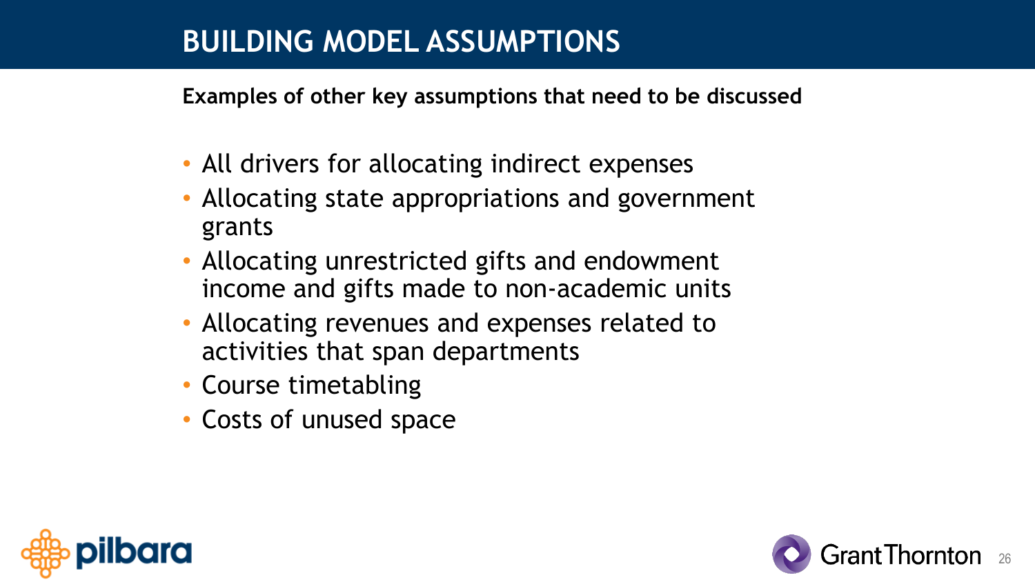# BUILDING MODEL ASSUMPTIONS

**Examples of other key assumptions that need to be discussed**

- All drivers for allocating indirect expenses
- Allocating state appropriations and government grants
- Allocating unrestricted gifts and endowment income and gifts made to non-academic units
- Allocating revenues and expenses related to activities that span departments
- Course timetabling
- Costs of unused space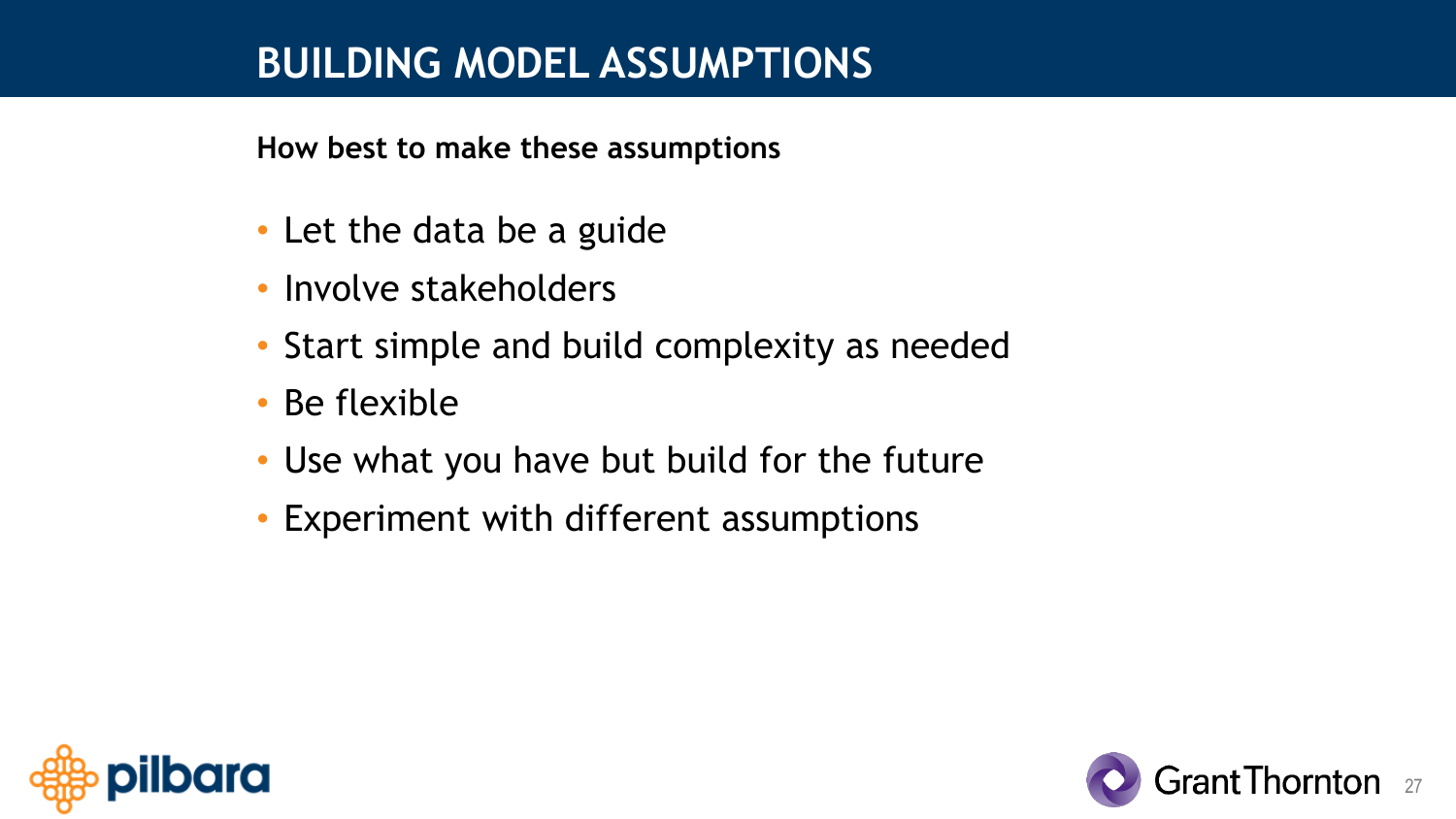# BUILDING MODEL ASSUMPTIONS

**How best to make these assumptions**

- Let the data be a guide
- Involve stakeholders
- Start simple and build complexity as needed
- Be flexible
- Use what you have but build for the future
- Experiment with different assumptions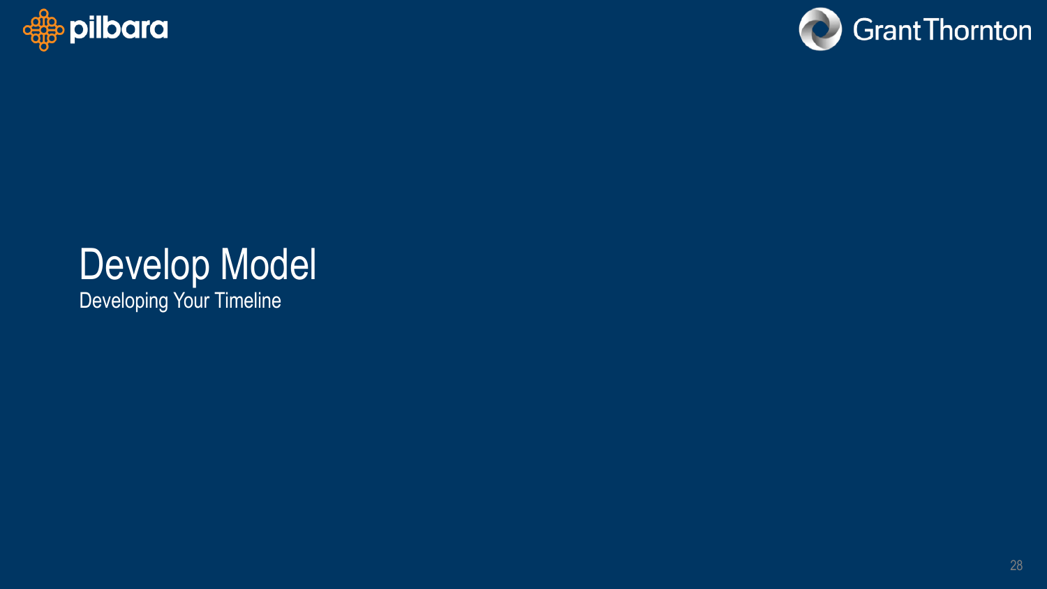# Develop Model

Developing Your Timeline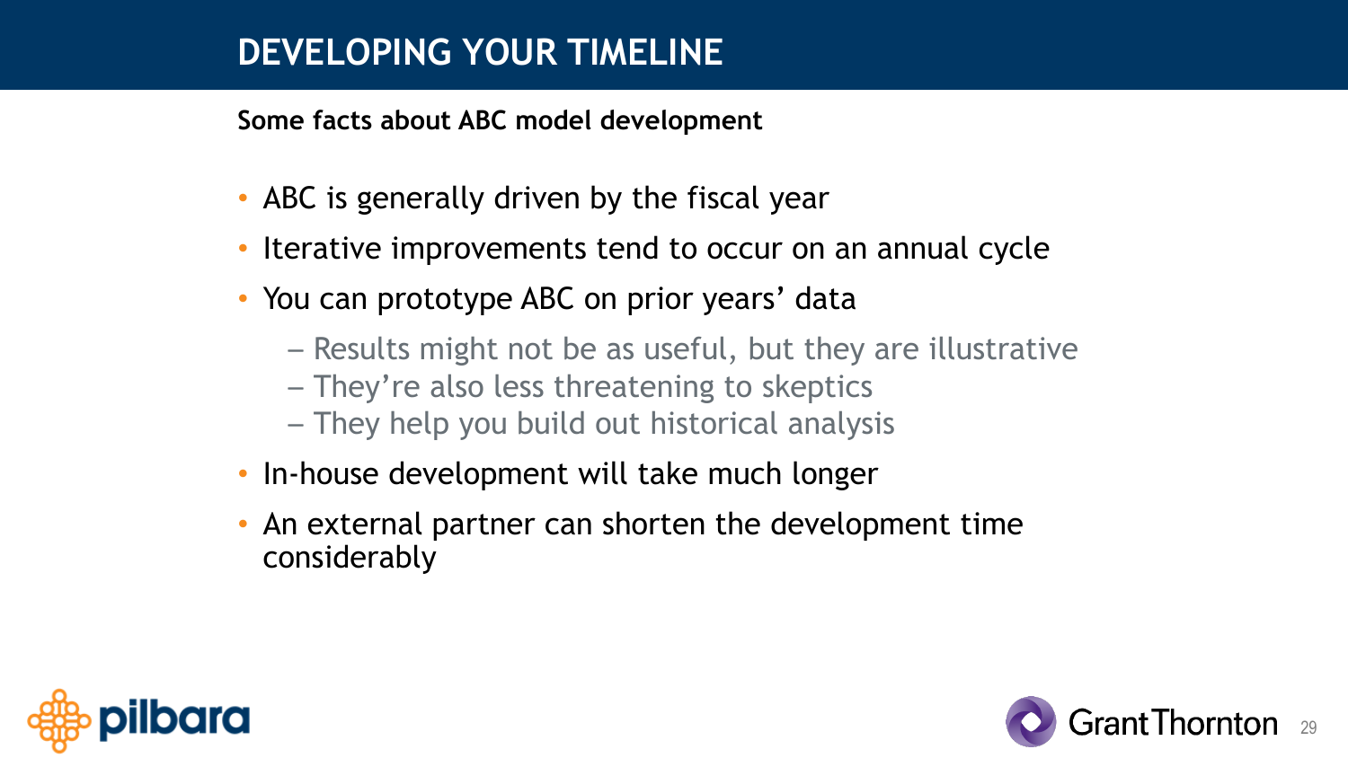# DEVELOPING YOUR TIMELINE

**Some facts about ABC model development**

- ABC is generally driven by the fiscal year
- Iterative improvements tend to occur on an annual cycle
- You can prototype ABC on prior years' data
  - Results might not be as useful, but they are illustrative
  - They're also less threatening to skeptics
  - They help you build out historical analysis
- In-house development will take much longer
- An external partner can shorten the development time considerably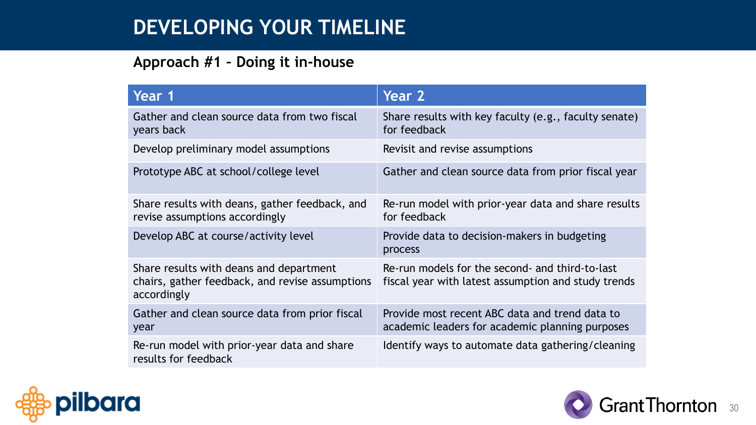# DEVELOPING YOUR TIMELINE

## Approach #1 – Doing it in-house

| Year 1 | Year 2 |
| --- | --- |
| Gather and clean source data from two fiscal years back | Share results with key faculty (e.g., faculty senate) for feedback |
| Develop preliminary model assumptions | Revisit and revise assumptions |
| Prototype ABC at school/college level | Gather and clean source data from prior fiscal year |
| Share results with deans, gather feedback, and revise assumptions accordingly | Re-run model with prior-year data and share results for feedback |
| Develop ABC at course/activity level | Provide data to decision-makers in budgeting process |
| Share results with deans and department chairs, gather feedback, and revise assumptions accordingly | Re-run models for the second- and third-to-last fiscal year with latest assumption and study trends |
| Gather and clean source data from prior fiscal year | Provide most recent ABC data and trend data to academic leaders for academic planning purposes |
| Re-run model with prior-year data and share results for feedback | Identify ways to automate data gathering/cleaning |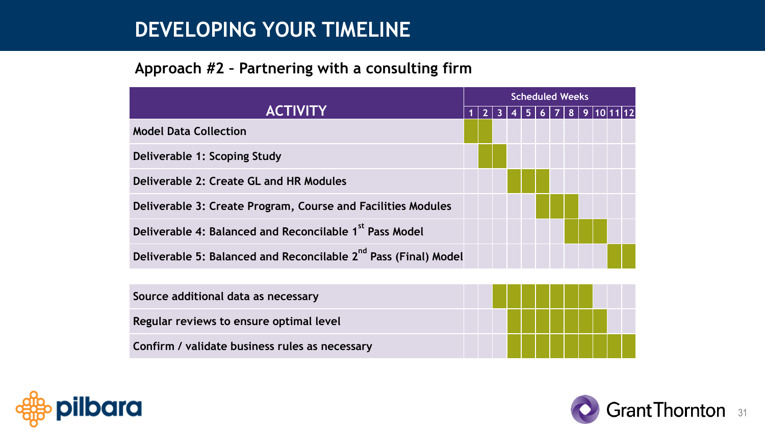# DEVELOPING YOUR TIMELINE

## Approach #2 – Partnering with a consulting firm

| ACTIVITY | Scheduled Weeks | | | | | | | | | | | |
|---|---|---|---|---|---|---|---|---|---|---|---|---|
| | 1 | 2 | 3 | 4 | 5 | 6 | 7 | 8 | 9 | 10 | 11 | 12 |
| Model Data Collection | ■ | ■ | | | | | | | | | | |
| Deliverable 1: Scoping Study | | ■ | ■ | | | | | | | | | |
| Deliverable 2: Create GL and HR Modules | | | | ■ | ■ | ■ | | | | | | |
| Deliverable 3: Create Program, Course and Facilities Modules | | | | | | ■ | ■ | ■ | | | | |
| Deliverable 4: Balanced and Reconcilable 1st Pass Model | | | | | | | | ■ | ■ | ■ | | |
| Deliverable 5: Balanced and Reconcilable 2nd Pass (Final) Model | | | | | | | | | | | ■ | ■ |
| | | | | | | | | | | | | |
| Source additional data as necessary | | | ■ | ■ | ■ | ■ | ■ | ■ | ■ | | | |
| Regular reviews to ensure optimal level | | | | ■ | ■ | ■ | ■ | ■ | ■ | ■ | | |
| Confirm / validate business rules as necessary | | | | ■ | ■ | ■ | ■ | ■ | ■ | ■ | ■ | ■ |

pilbara

Grant Thornton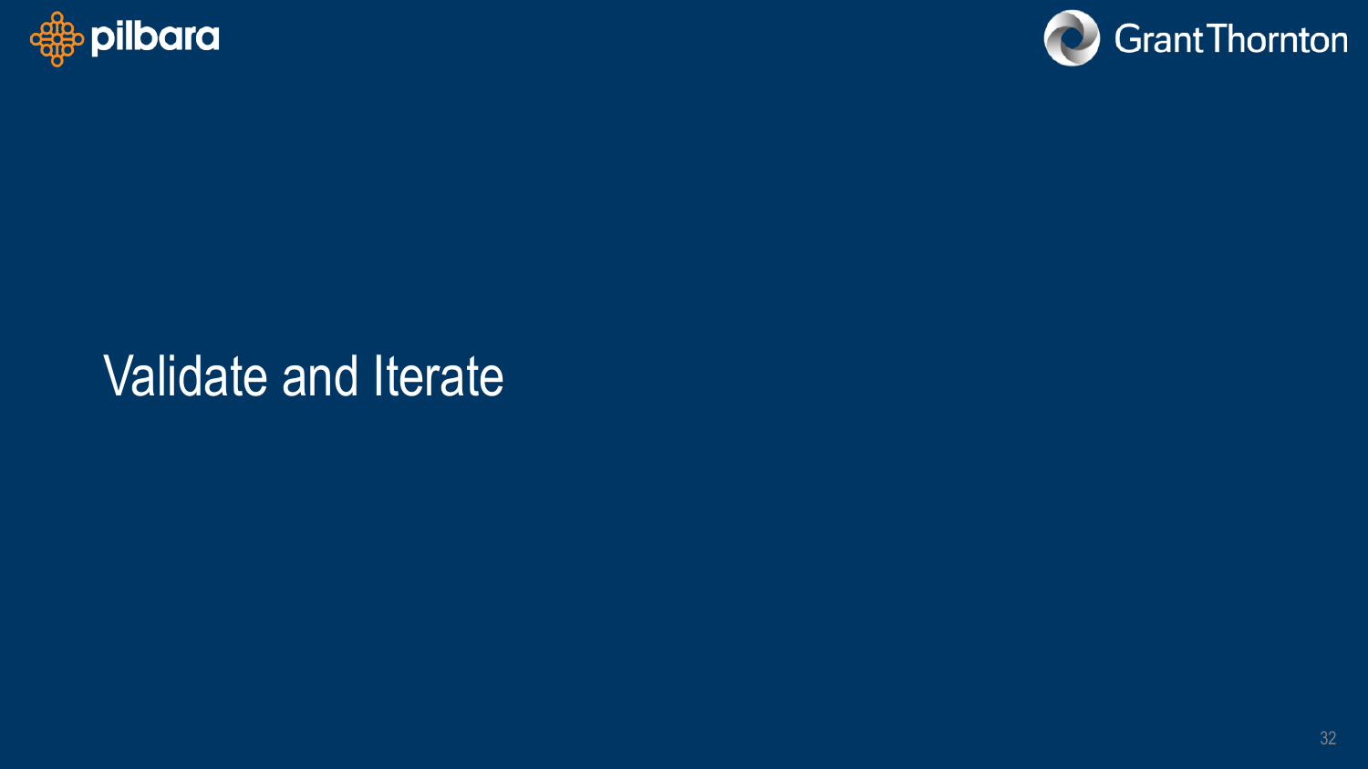# Validate and Iterate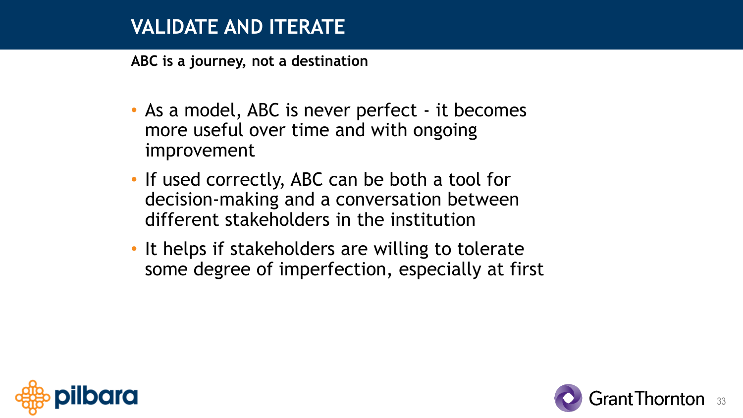# VALIDATE AND ITERATE

**ABC is a journey, not a destination**

- As a model, ABC is never perfect - it becomes more useful over time and with ongoing improvement
- If used correctly, ABC can be both a tool for decision-making and a conversation between different stakeholders in the institution
- It helps if stakeholders are willing to tolerate some degree of imperfection, especially at first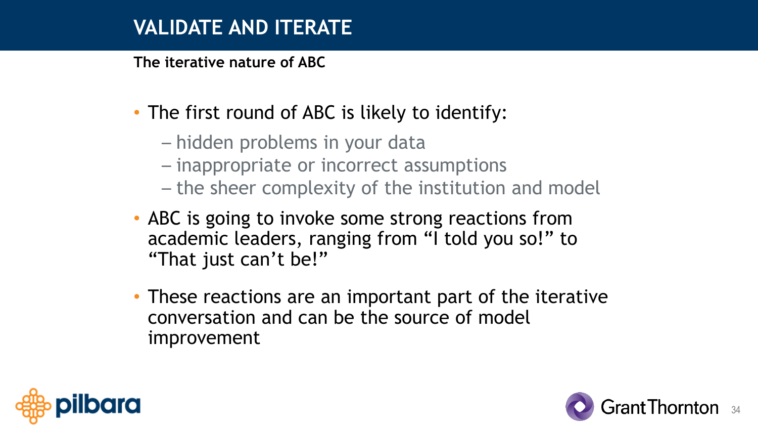# VALIDATE AND ITERATE

**The iterative nature of ABC**

- The first round of ABC is likely to identify:
  - hidden problems in your data
  - inappropriate or incorrect assumptions
  - the sheer complexity of the institution and model
- ABC is going to invoke some strong reactions from academic leaders, ranging from "I told you so!" to "That just can't be!"
- These reactions are an important part of the iterative conversation and can be the source of model improvement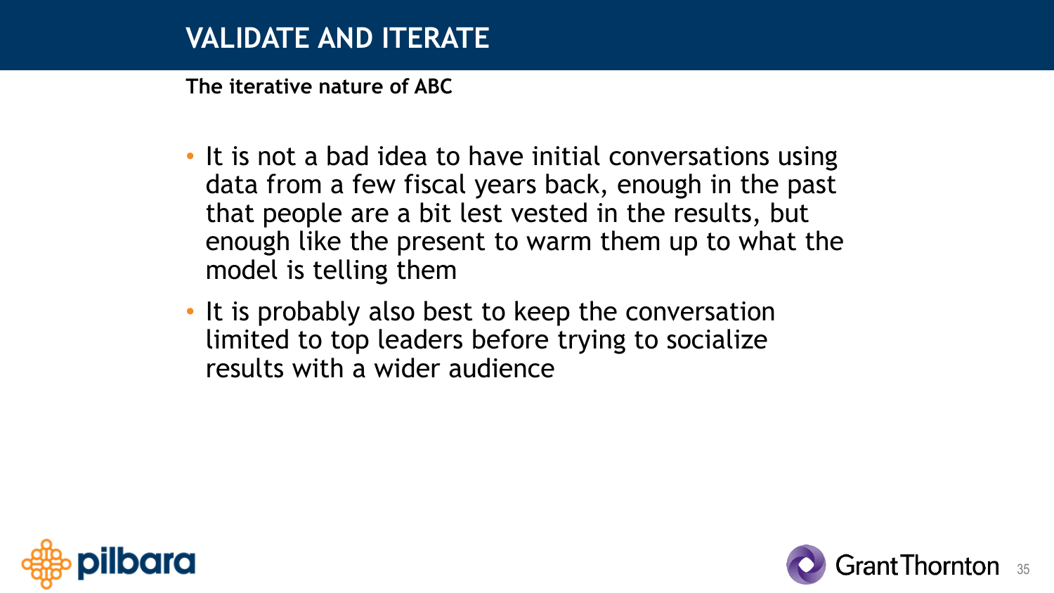# VALIDATE AND ITERATE

**The iterative nature of ABC**

- It is not a bad idea to have initial conversations using data from a few fiscal years back, enough in the past that people are a bit lest vested in the results, but enough like the present to warm them up to what the model is telling them
- It is probably also best to keep the conversation limited to top leaders before trying to socialize results with a wider audience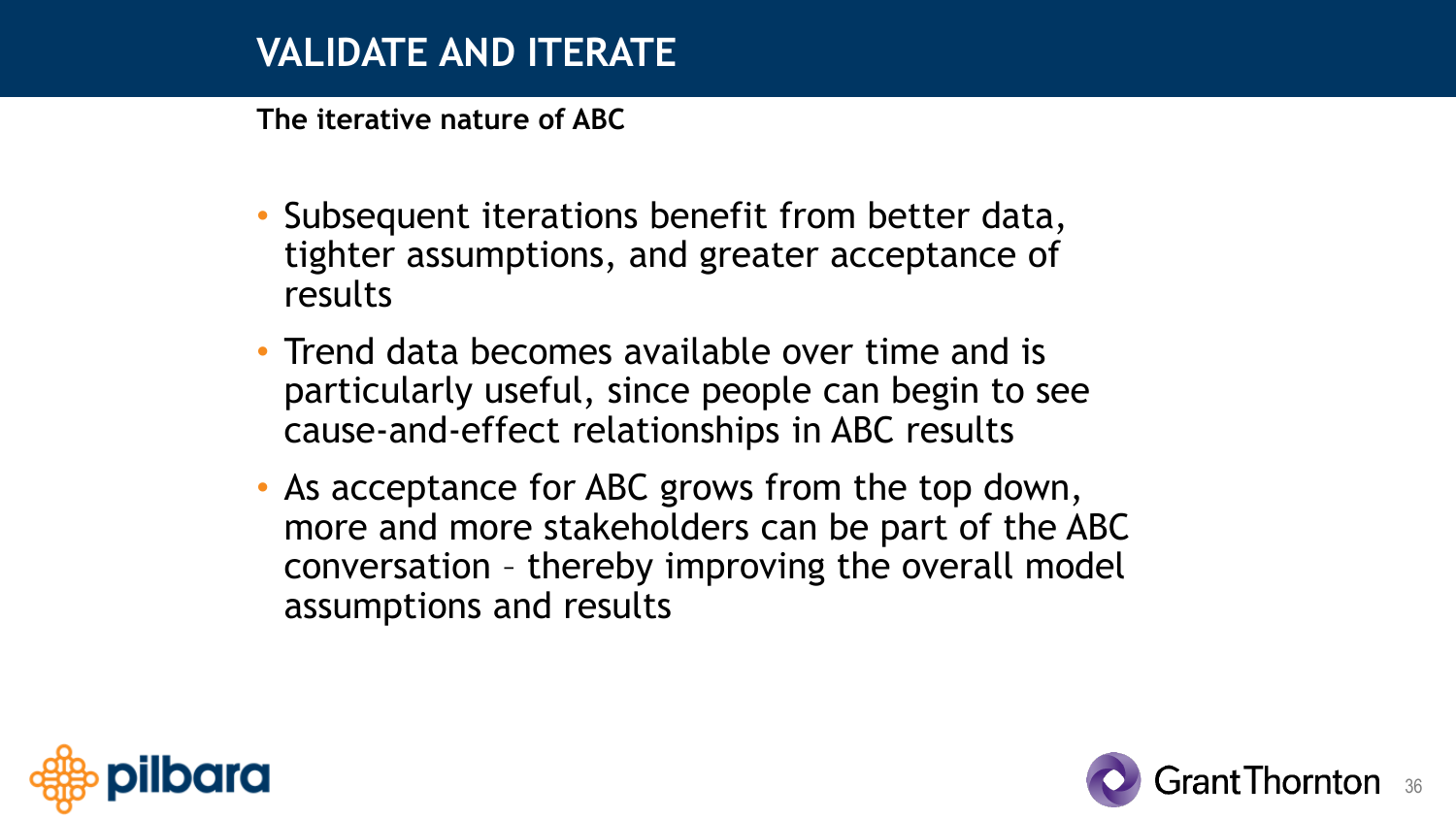# VALIDATE AND ITERATE

**The iterative nature of ABC**

- Subsequent iterations benefit from better data, tighter assumptions, and greater acceptance of results
- Trend data becomes available over time and is particularly useful, since people can begin to see cause-and-effect relationships in ABC results
- As acceptance for ABC grows from the top down, more and more stakeholders can be part of the ABC conversation – thereby improving the overall model assumptions and results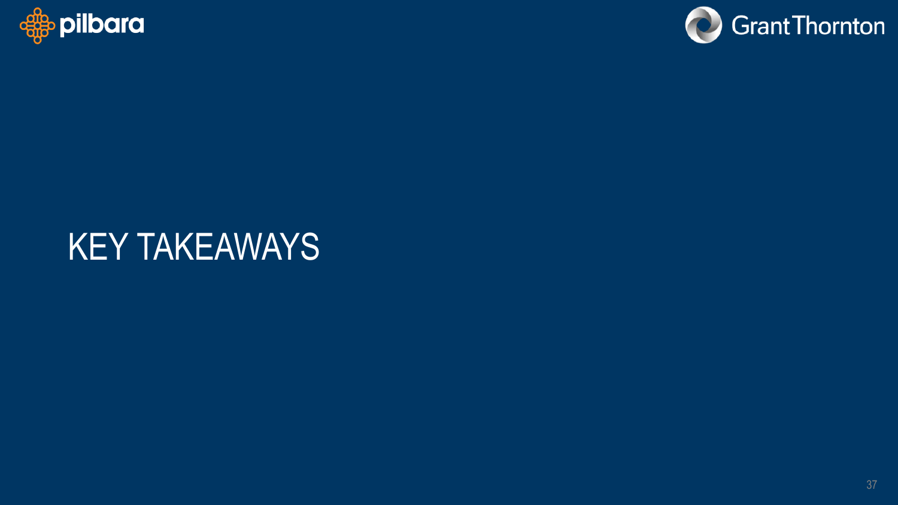# KEY TAKEAWAYS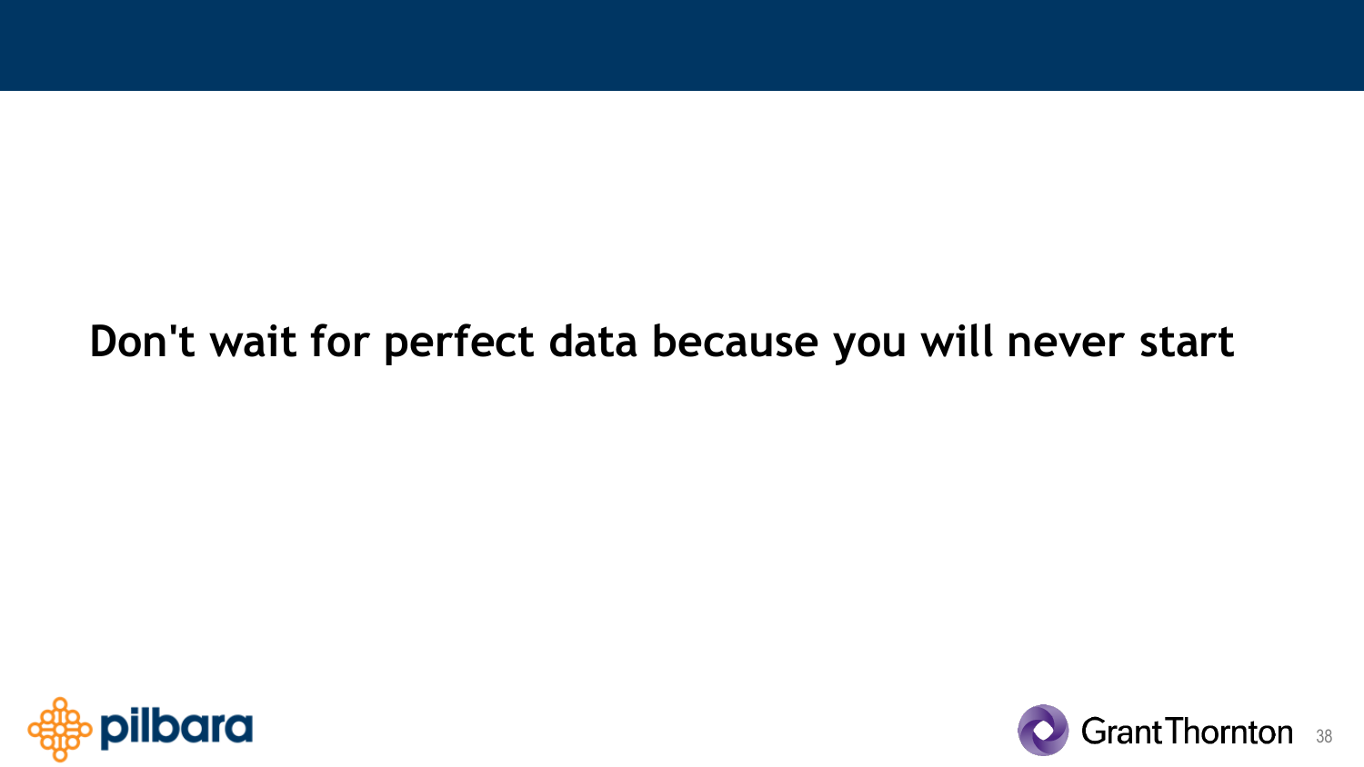**Don't wait for perfect data because you will never start**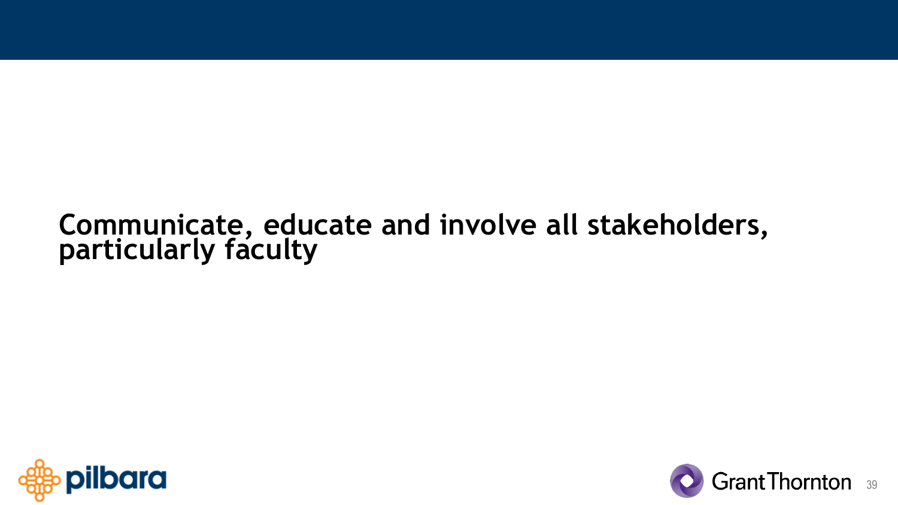**Communicate, educate and involve all stakeholders, particularly faculty**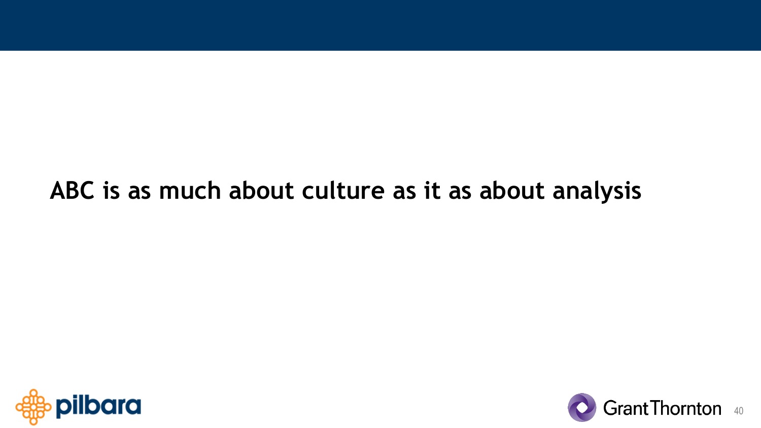**ABC is as much about culture as it as about analysis**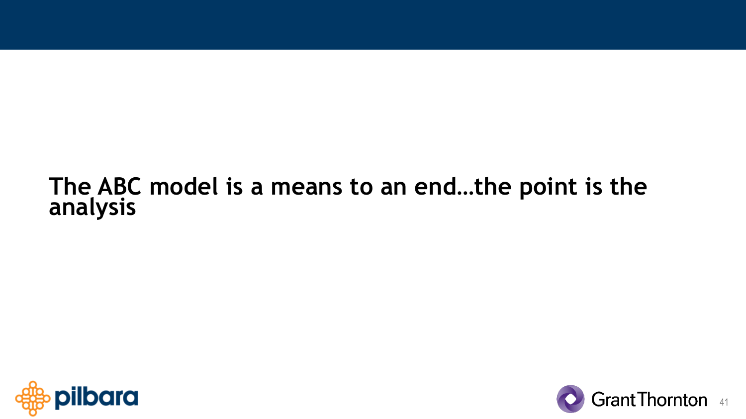**The ABC model is a means to an end…the point is the analysis**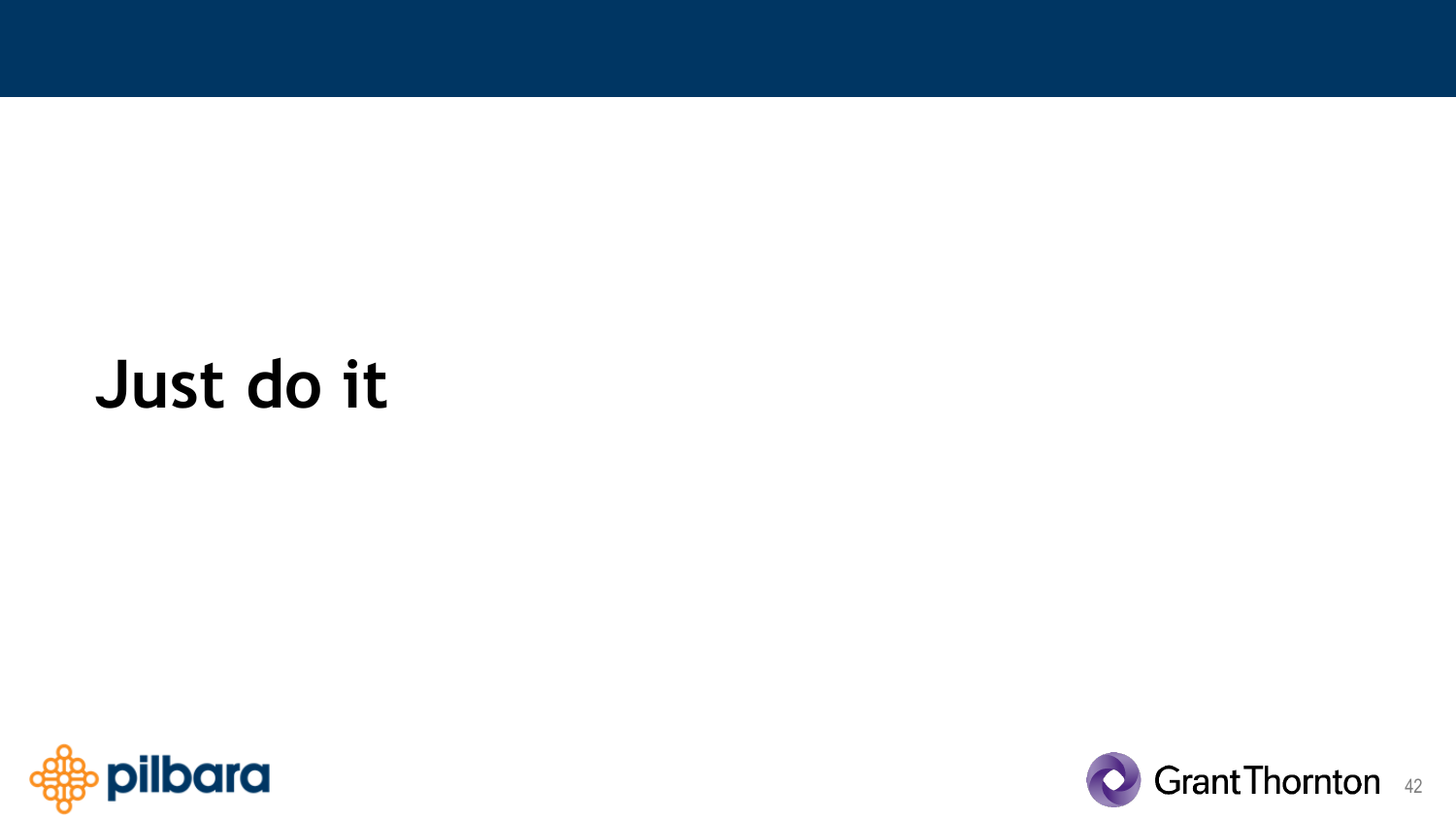# Just do it